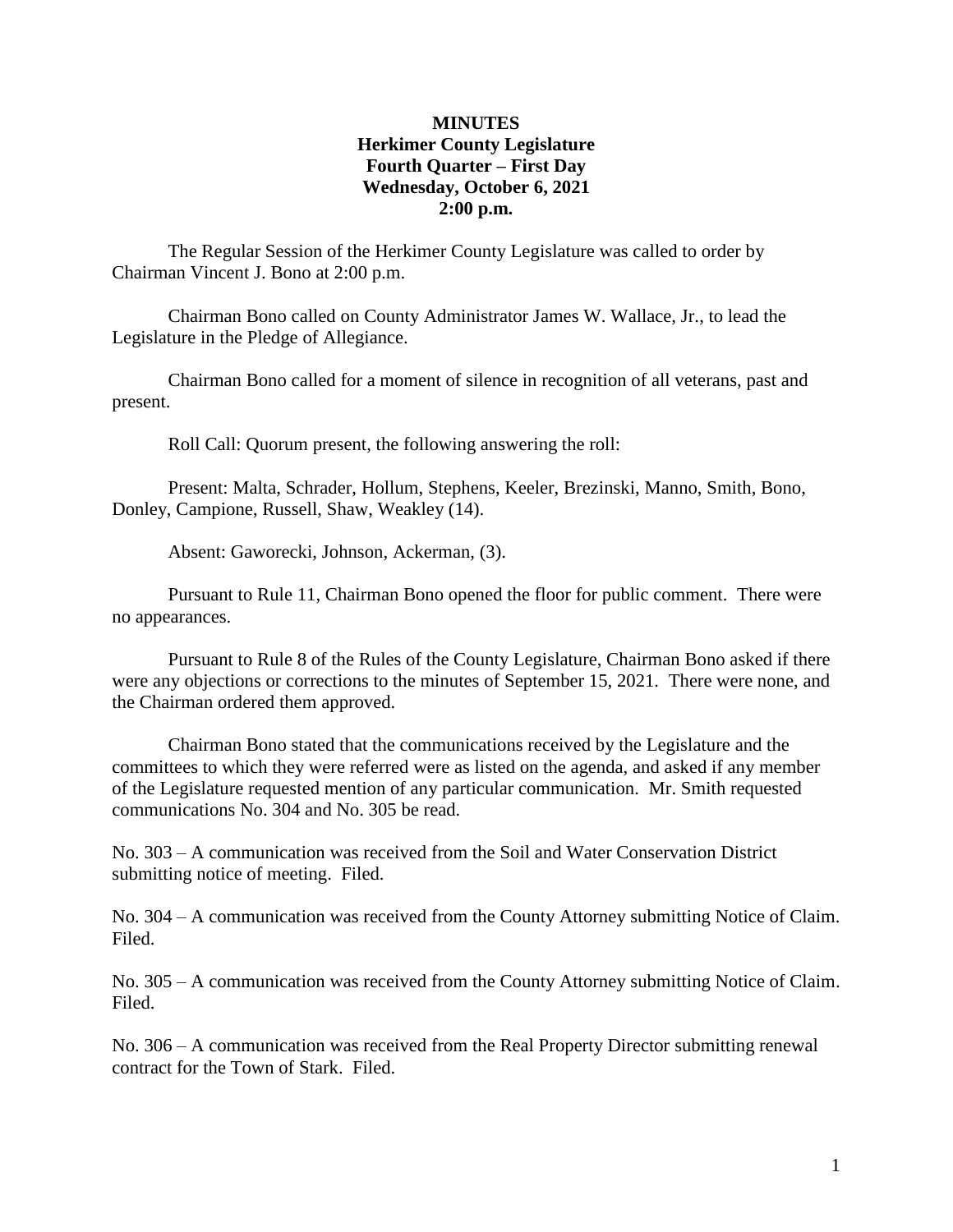**MINUTES**
**Herkimer County Legislature**
**Fourth Quarter – First Day**
**Wednesday, October 6, 2021**
**2:00 p.m.**

The Regular Session of the Herkimer County Legislature was called to order by Chairman Vincent J. Bono at 2:00 p.m.

Chairman Bono called on County Administrator James W. Wallace, Jr., to lead the Legislature in the Pledge of Allegiance.

Chairman Bono called for a moment of silence in recognition of all veterans, past and present.

Roll Call: Quorum present, the following answering the roll:

Present: Malta, Schrader, Hollum, Stephens, Keeler, Brezinski, Manno, Smith, Bono, Donley, Campione, Russell, Shaw, Weakley (14).

Absent: Gaworecki, Johnson, Ackerman, (3).

Pursuant to Rule 11, Chairman Bono opened the floor for public comment. There were no appearances.

Pursuant to Rule 8 of the Rules of the County Legislature, Chairman Bono asked if there were any objections or corrections to the minutes of September 15, 2021. There were none, and the Chairman ordered them approved.

Chairman Bono stated that the communications received by the Legislature and the committees to which they were referred were as listed on the agenda, and asked if any member of the Legislature requested mention of any particular communication. Mr. Smith requested communications No. 304 and No. 305 be read.

No. 303 – A communication was received from the Soil and Water Conservation District submitting notice of meeting. Filed.

No. 304 – A communication was received from the County Attorney submitting Notice of Claim. Filed.

No. 305 – A communication was received from the County Attorney submitting Notice of Claim. Filed.

No. 306 – A communication was received from the Real Property Director submitting renewal contract for the Town of Stark. Filed.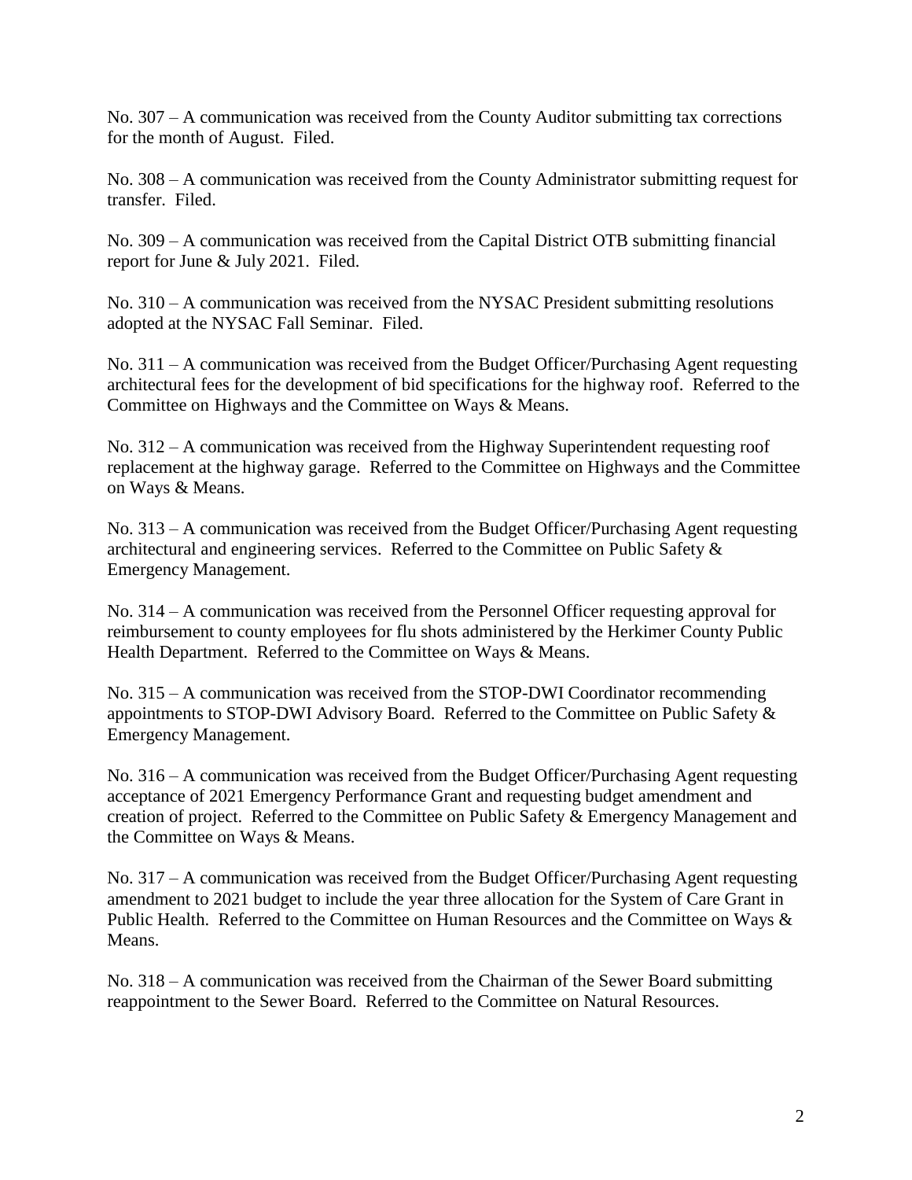No. 307 – A communication was received from the County Auditor submitting tax corrections for the month of August. Filed.

No. 308 – A communication was received from the County Administrator submitting request for transfer. Filed.

No. 309 – A communication was received from the Capital District OTB submitting financial report for June & July 2021. Filed.

No. 310 – A communication was received from the NYSAC President submitting resolutions adopted at the NYSAC Fall Seminar. Filed.

No. 311 – A communication was received from the Budget Officer/Purchasing Agent requesting architectural fees for the development of bid specifications for the highway roof. Referred to the Committee on Highways and the Committee on Ways & Means.

No. 312 – A communication was received from the Highway Superintendent requesting roof replacement at the highway garage. Referred to the Committee on Highways and the Committee on Ways & Means.

No. 313 – A communication was received from the Budget Officer/Purchasing Agent requesting architectural and engineering services. Referred to the Committee on Public Safety & Emergency Management.

No. 314 – A communication was received from the Personnel Officer requesting approval for reimbursement to county employees for flu shots administered by the Herkimer County Public Health Department. Referred to the Committee on Ways & Means.

No. 315 – A communication was received from the STOP-DWI Coordinator recommending appointments to STOP-DWI Advisory Board. Referred to the Committee on Public Safety & Emergency Management.

No. 316 – A communication was received from the Budget Officer/Purchasing Agent requesting acceptance of 2021 Emergency Performance Grant and requesting budget amendment and creation of project. Referred to the Committee on Public Safety & Emergency Management and the Committee on Ways & Means.

No. 317 – A communication was received from the Budget Officer/Purchasing Agent requesting amendment to 2021 budget to include the year three allocation for the System of Care Grant in Public Health. Referred to the Committee on Human Resources and the Committee on Ways & Means.

No. 318 – A communication was received from the Chairman of the Sewer Board submitting reappointment to the Sewer Board. Referred to the Committee on Natural Resources.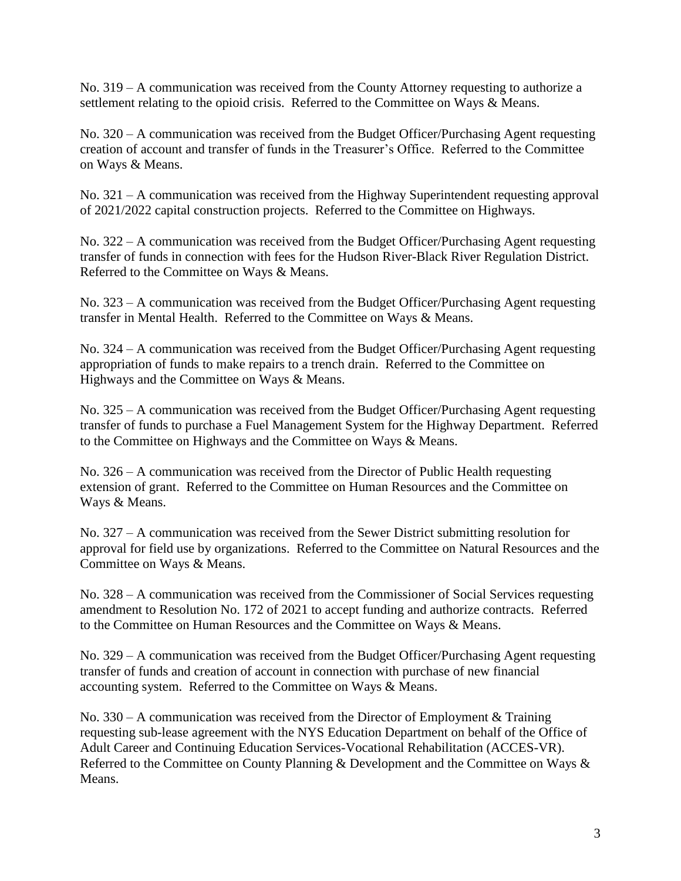No. 319 – A communication was received from the County Attorney requesting to authorize a settlement relating to the opioid crisis. Referred to the Committee on Ways & Means.

No. 320 – A communication was received from the Budget Officer/Purchasing Agent requesting creation of account and transfer of funds in the Treasurer's Office. Referred to the Committee on Ways & Means.

No. 321 – A communication was received from the Highway Superintendent requesting approval of 2021/2022 capital construction projects. Referred to the Committee on Highways.

No. 322 – A communication was received from the Budget Officer/Purchasing Agent requesting transfer of funds in connection with fees for the Hudson River-Black River Regulation District. Referred to the Committee on Ways & Means.

No. 323 – A communication was received from the Budget Officer/Purchasing Agent requesting transfer in Mental Health. Referred to the Committee on Ways & Means.

No. 324 – A communication was received from the Budget Officer/Purchasing Agent requesting appropriation of funds to make repairs to a trench drain. Referred to the Committee on Highways and the Committee on Ways & Means.

No. 325 – A communication was received from the Budget Officer/Purchasing Agent requesting transfer of funds to purchase a Fuel Management System for the Highway Department. Referred to the Committee on Highways and the Committee on Ways & Means.

No. 326 – A communication was received from the Director of Public Health requesting extension of grant. Referred to the Committee on Human Resources and the Committee on Ways & Means.

No. 327 – A communication was received from the Sewer District submitting resolution for approval for field use by organizations. Referred to the Committee on Natural Resources and the Committee on Ways & Means.

No. 328 – A communication was received from the Commissioner of Social Services requesting amendment to Resolution No. 172 of 2021 to accept funding and authorize contracts. Referred to the Committee on Human Resources and the Committee on Ways & Means.

No. 329 – A communication was received from the Budget Officer/Purchasing Agent requesting transfer of funds and creation of account in connection with purchase of new financial accounting system. Referred to the Committee on Ways & Means.

No. 330 – A communication was received from the Director of Employment & Training requesting sub-lease agreement with the NYS Education Department on behalf of the Office of Adult Career and Continuing Education Services-Vocational Rehabilitation (ACCES-VR). Referred to the Committee on County Planning & Development and the Committee on Ways & Means.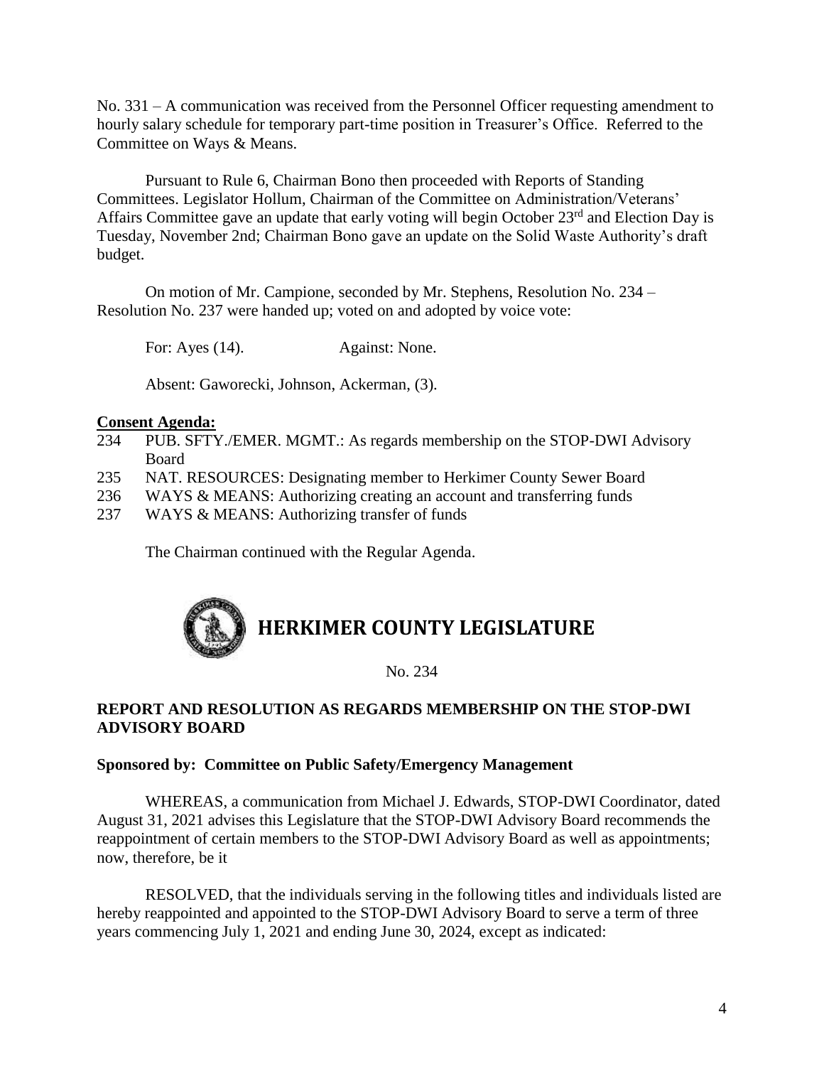No. 331 – A communication was received from the Personnel Officer requesting amendment to hourly salary schedule for temporary part-time position in Treasurer's Office. Referred to the Committee on Ways & Means.

Pursuant to Rule 6, Chairman Bono then proceeded with Reports of Standing Committees. Legislator Hollum, Chairman of the Committee on Administration/Veterans' Affairs Committee gave an update that early voting will begin October 23rd and Election Day is Tuesday, November 2nd; Chairman Bono gave an update on the Solid Waste Authority's draft budget.

On motion of Mr. Campione, seconded by Mr. Stephens, Resolution No. 234 – Resolution No. 237 were handed up; voted on and adopted by voice vote:

For: Ayes (14). Against: None.

Absent: Gaworecki, Johnson, Ackerman, (3).

**Consent Agenda:**

234 PUB. SFTY./EMER. MGMT.: As regards membership on the STOP-DWI Advisory Board
235 NAT. RESOURCES: Designating member to Herkimer County Sewer Board
236 WAYS & MEANS: Authorizing creating an account and transferring funds
237 WAYS & MEANS: Authorizing transfer of funds

The Chairman continued with the Regular Agenda.

# HERKIMER COUNTY LEGISLATURE

No. 234

**REPORT AND RESOLUTION AS REGARDS MEMBERSHIP ON THE STOP-DWI ADVISORY BOARD**

**Sponsored by: Committee on Public Safety/Emergency Management**

WHEREAS, a communication from Michael J. Edwards, STOP-DWI Coordinator, dated August 31, 2021 advises this Legislature that the STOP-DWI Advisory Board recommends the reappointment of certain members to the STOP-DWI Advisory Board as well as appointments; now, therefore, be it

RESOLVED, that the individuals serving in the following titles and individuals listed are hereby reappointed and appointed to the STOP-DWI Advisory Board to serve a term of three years commencing July 1, 2021 and ending June 30, 2024, except as indicated: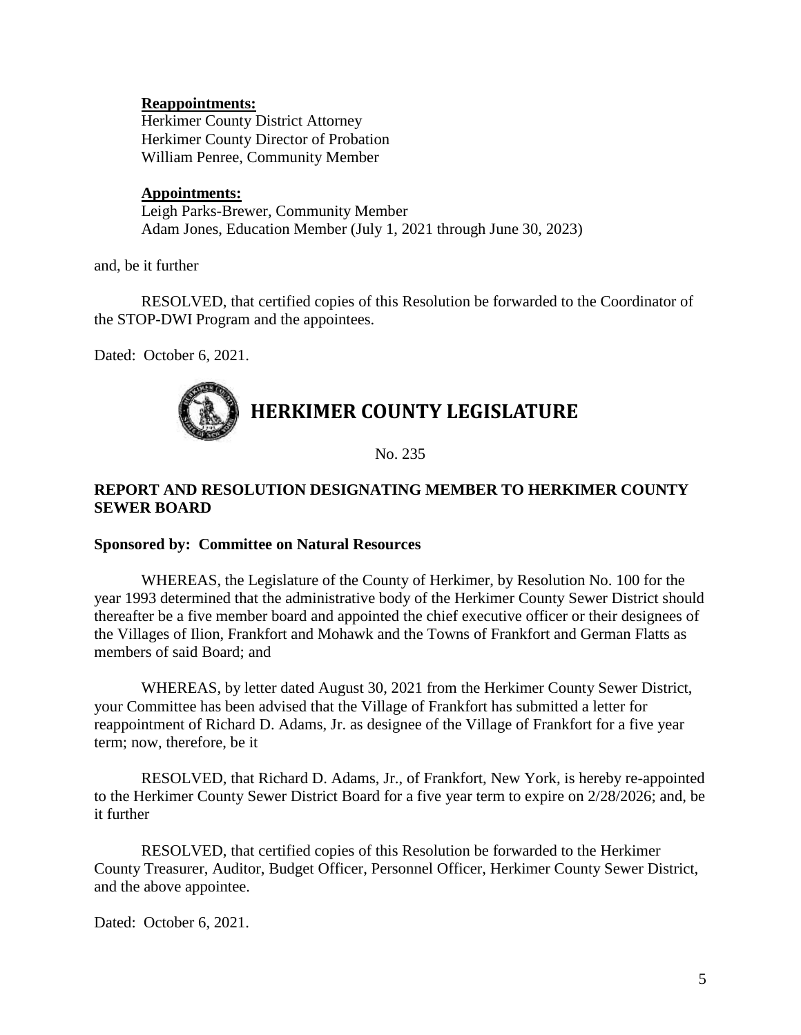**Reappointments:**
Herkimer County District Attorney
Herkimer County Director of Probation
William Penree, Community Member

**Appointments:**
Leigh Parks-Brewer, Community Member
Adam Jones, Education Member (July 1, 2021 through June 30, 2023)

and, be it further

RESOLVED, that certified copies of this Resolution be forwarded to the Coordinator of the STOP-DWI Program and the appointees.

Dated: October 6, 2021.

# HERKIMER COUNTY LEGISLATURE

No. 235

**REPORT AND RESOLUTION DESIGNATING MEMBER TO HERKIMER COUNTY SEWER BOARD**

**Sponsored by: Committee on Natural Resources**

WHEREAS, the Legislature of the County of Herkimer, by Resolution No. 100 for the year 1993 determined that the administrative body of the Herkimer County Sewer District should thereafter be a five member board and appointed the chief executive officer or their designees of the Villages of Ilion, Frankfort and Mohawk and the Towns of Frankfort and German Flatts as members of said Board; and

WHEREAS, by letter dated August 30, 2021 from the Herkimer County Sewer District, your Committee has been advised that the Village of Frankfort has submitted a letter for reappointment of Richard D. Adams, Jr. as designee of the Village of Frankfort for a five year term; now, therefore, be it

RESOLVED, that Richard D. Adams, Jr., of Frankfort, New York, is hereby re-appointed to the Herkimer County Sewer District Board for a five year term to expire on 2/28/2026; and, be it further

RESOLVED, that certified copies of this Resolution be forwarded to the Herkimer County Treasurer, Auditor, Budget Officer, Personnel Officer, Herkimer County Sewer District, and the above appointee.

Dated: October 6, 2021.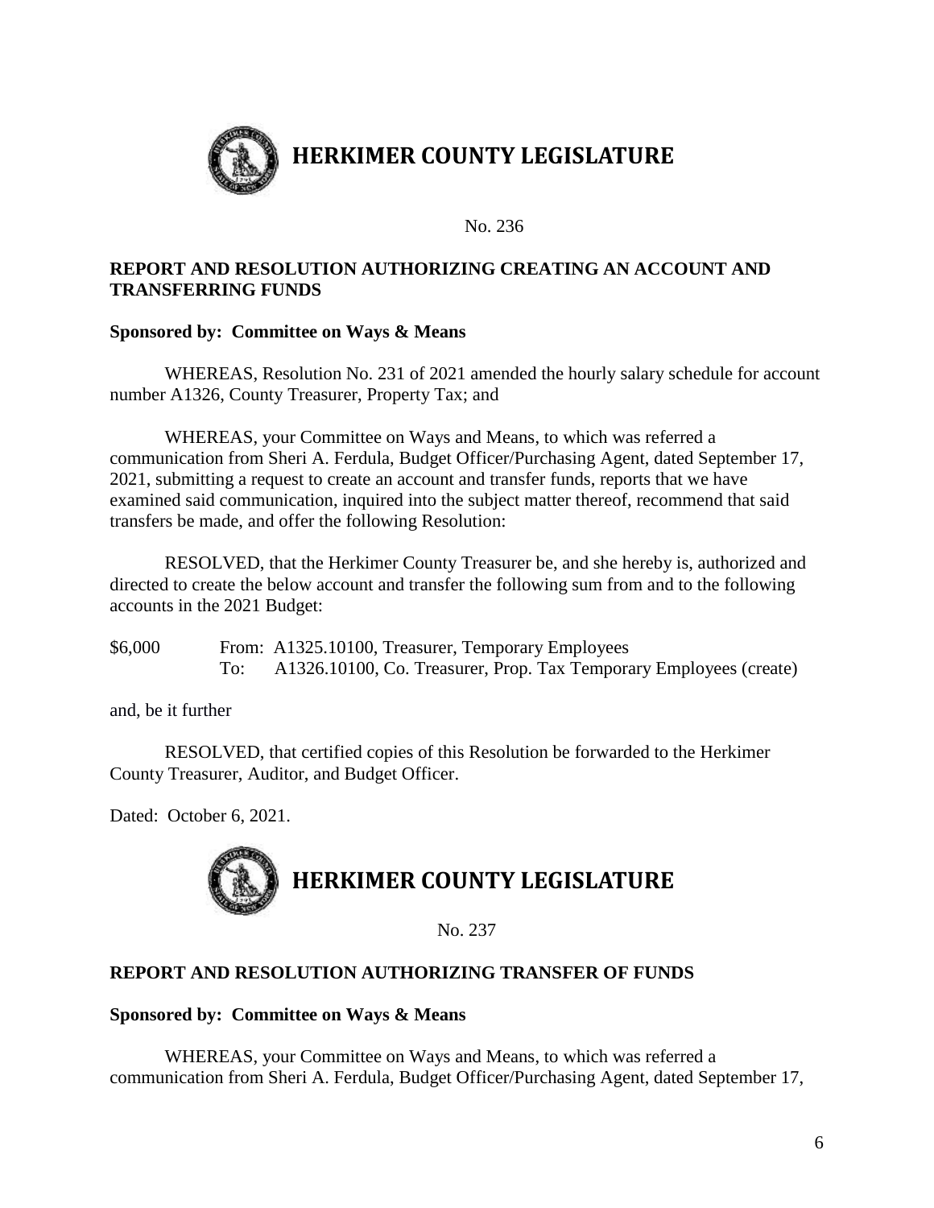# HERKIMER COUNTY LEGISLATURE

No. 236

**REPORT AND RESOLUTION AUTHORIZING CREATING AN ACCOUNT AND TRANSFERRING FUNDS**

**Sponsored by: Committee on Ways & Means**

WHEREAS, Resolution No. 231 of 2021 amended the hourly salary schedule for account number A1326, County Treasurer, Property Tax; and

WHEREAS, your Committee on Ways and Means, to which was referred a communication from Sheri A. Ferdula, Budget Officer/Purchasing Agent, dated September 17, 2021, submitting a request to create an account and transfer funds, reports that we have examined said communication, inquired into the subject matter thereof, recommend that said transfers be made, and offer the following Resolution:

RESOLVED, that the Herkimer County Treasurer be, and she hereby is, authorized and directed to create the below account and transfer the following sum from and to the following accounts in the 2021 Budget:

| | | |
|---|---|---|
| $6,000 | From: | A1325.10100, Treasurer, Temporary Employees |
| | To: | A1326.10100, Co. Treasurer, Prop. Tax Temporary Employees (create) |

and, be it further

RESOLVED, that certified copies of this Resolution be forwarded to the Herkimer County Treasurer, Auditor, and Budget Officer.

Dated: October 6, 2021.

# HERKIMER COUNTY LEGISLATURE

No. 237

**REPORT AND RESOLUTION AUTHORIZING TRANSFER OF FUNDS**

**Sponsored by: Committee on Ways & Means**

WHEREAS, your Committee on Ways and Means, to which was referred a communication from Sheri A. Ferdula, Budget Officer/Purchasing Agent, dated September 17,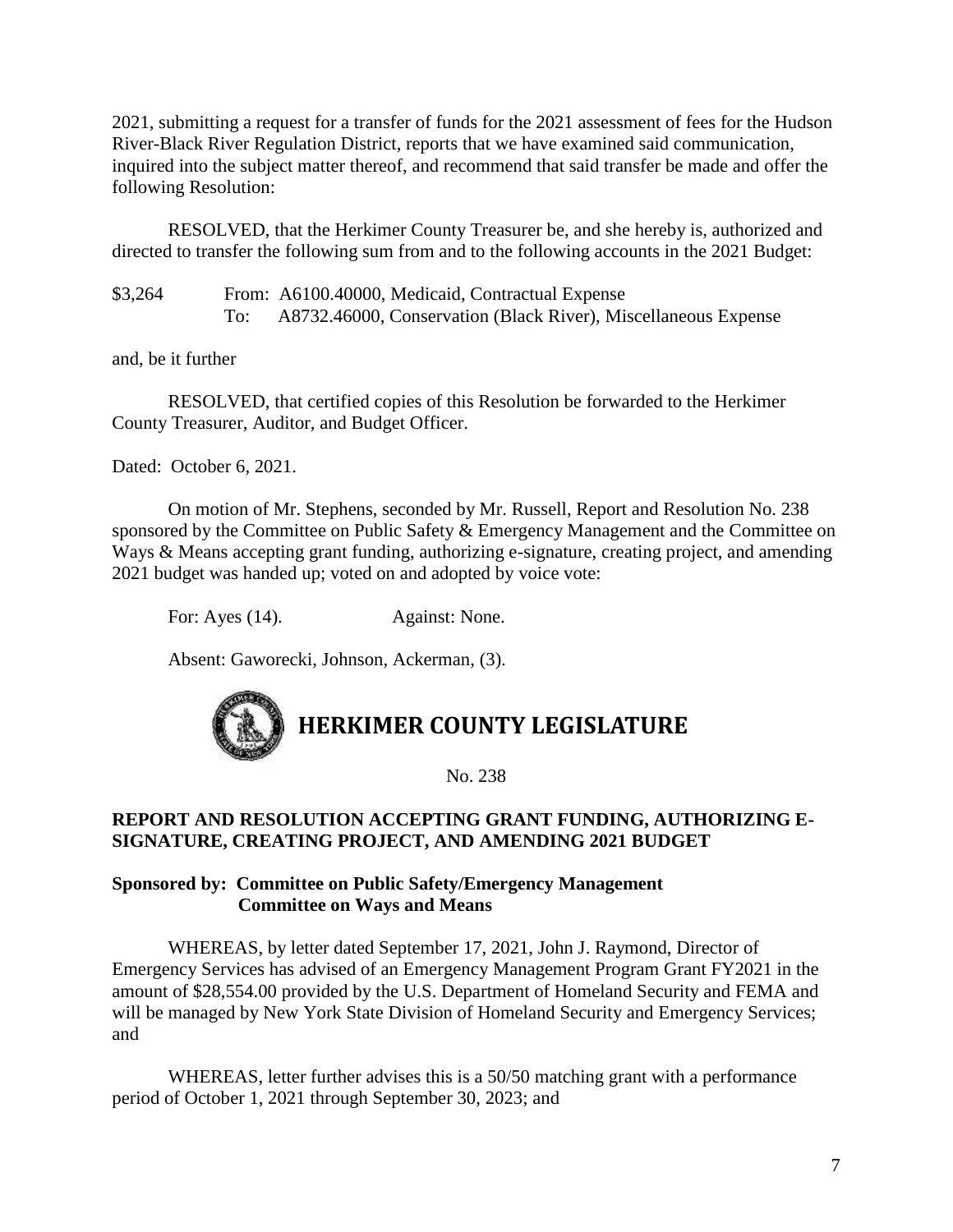2021, submitting a request for a transfer of funds for the 2021 assessment of fees for the Hudson River-Black River Regulation District, reports that we have examined said communication, inquired into the subject matter thereof, and recommend that said transfer be made and offer the following Resolution:

RESOLVED, that the Herkimer County Treasurer be, and she hereby is, authorized and directed to transfer the following sum from and to the following accounts in the 2021 Budget:

$3,264 From: A6100.40000, Medicaid, Contractual Expense
To: A8732.46000, Conservation (Black River), Miscellaneous Expense

and, be it further

RESOLVED, that certified copies of this Resolution be forwarded to the Herkimer County Treasurer, Auditor, and Budget Officer.

Dated: October 6, 2021.

On motion of Mr. Stephens, seconded by Mr. Russell, Report and Resolution No. 238 sponsored by the Committee on Public Safety & Emergency Management and the Committee on Ways & Means accepting grant funding, authorizing e-signature, creating project, and amending 2021 budget was handed up; voted on and adopted by voice vote:

For: Ayes (14). Against: None.

Absent: Gaworecki, Johnson, Ackerman, (3).

# HERKIMER COUNTY LEGISLATURE

No. 238

**REPORT AND RESOLUTION ACCEPTING GRANT FUNDING, AUTHORIZING E-SIGNATURE, CREATING PROJECT, AND AMENDING 2021 BUDGET**

**Sponsored by: Committee on Public Safety/Emergency Management**
**Committee on Ways and Means**

WHEREAS, by letter dated September 17, 2021, John J. Raymond, Director of Emergency Services has advised of an Emergency Management Program Grant FY2021 in the amount of $28,554.00 provided by the U.S. Department of Homeland Security and FEMA and will be managed by New York State Division of Homeland Security and Emergency Services; and

WHEREAS, letter further advises this is a 50/50 matching grant with a performance period of October 1, 2021 through September 30, 2023; and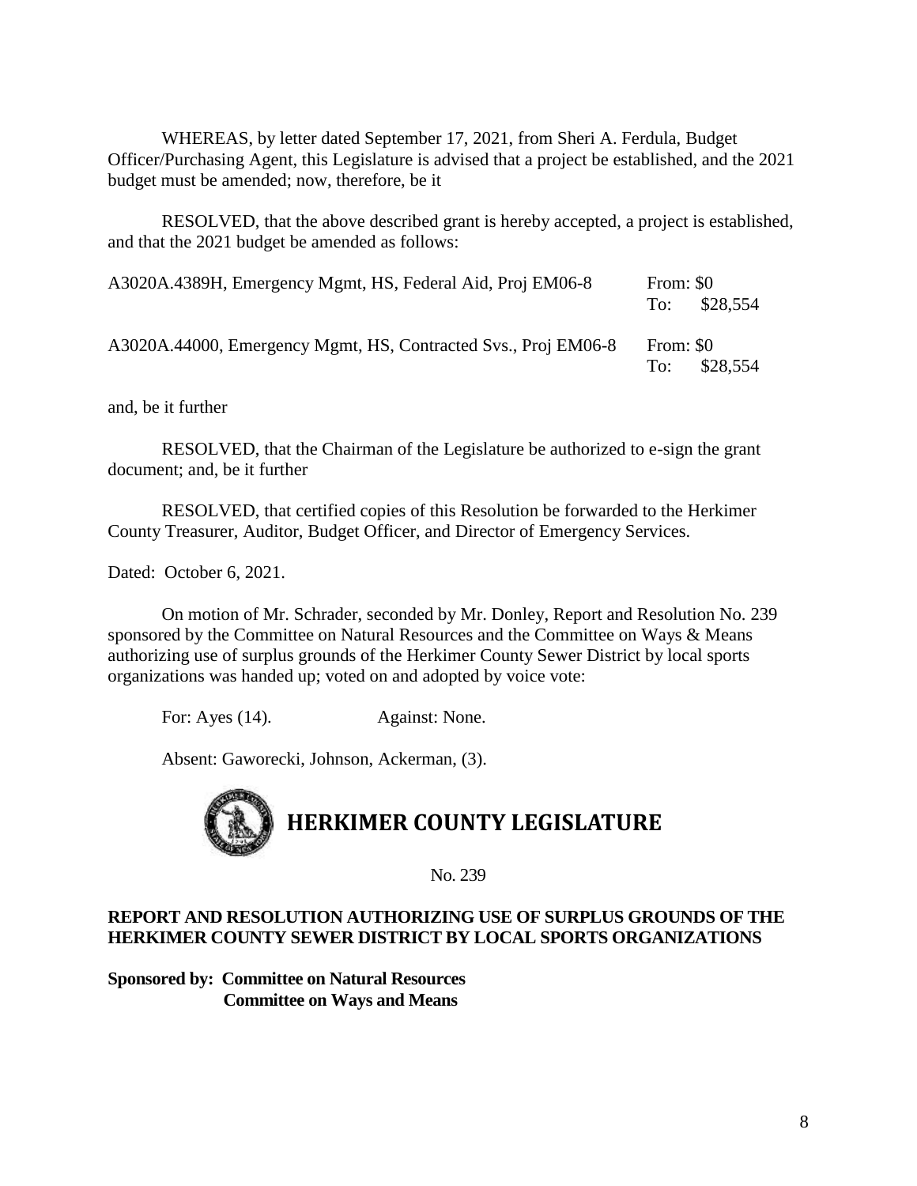WHEREAS, by letter dated September 17, 2021, from Sheri A. Ferdula, Budget Officer/Purchasing Agent, this Legislature is advised that a project be established, and the 2021 budget must be amended; now, therefore, be it

RESOLVED, that the above described grant is hereby accepted, a project is established, and that the 2021 budget be amended as follows:

| | |
|---|---|
| A3020A.4389H, Emergency Mgmt, HS, Federal Aid, Proj EM06-8 | From: $0<br>To: $28,554 |
| A3020A.44000, Emergency Mgmt, HS, Contracted Svs., Proj EM06-8 | From: $0<br>To: $28,554 |

and, be it further

RESOLVED, that the Chairman of the Legislature be authorized to e-sign the grant document; and, be it further

RESOLVED, that certified copies of this Resolution be forwarded to the Herkimer County Treasurer, Auditor, Budget Officer, and Director of Emergency Services.

Dated: October 6, 2021.

On motion of Mr. Schrader, seconded by Mr. Donley, Report and Resolution No. 239 sponsored by the Committee on Natural Resources and the Committee on Ways & Means authorizing use of surplus grounds of the Herkimer County Sewer District by local sports organizations was handed up; voted on and adopted by voice vote:

For: Ayes (14). Against: None.

Absent: Gaworecki, Johnson, Ackerman, (3).

# HERKIMER COUNTY LEGISLATURE

No. 239

**REPORT AND RESOLUTION AUTHORIZING USE OF SURPLUS GROUNDS OF THE HERKIMER COUNTY SEWER DISTRICT BY LOCAL SPORTS ORGANIZATIONS**

**Sponsored by: Committee on Natural Resources**
**Committee on Ways and Means**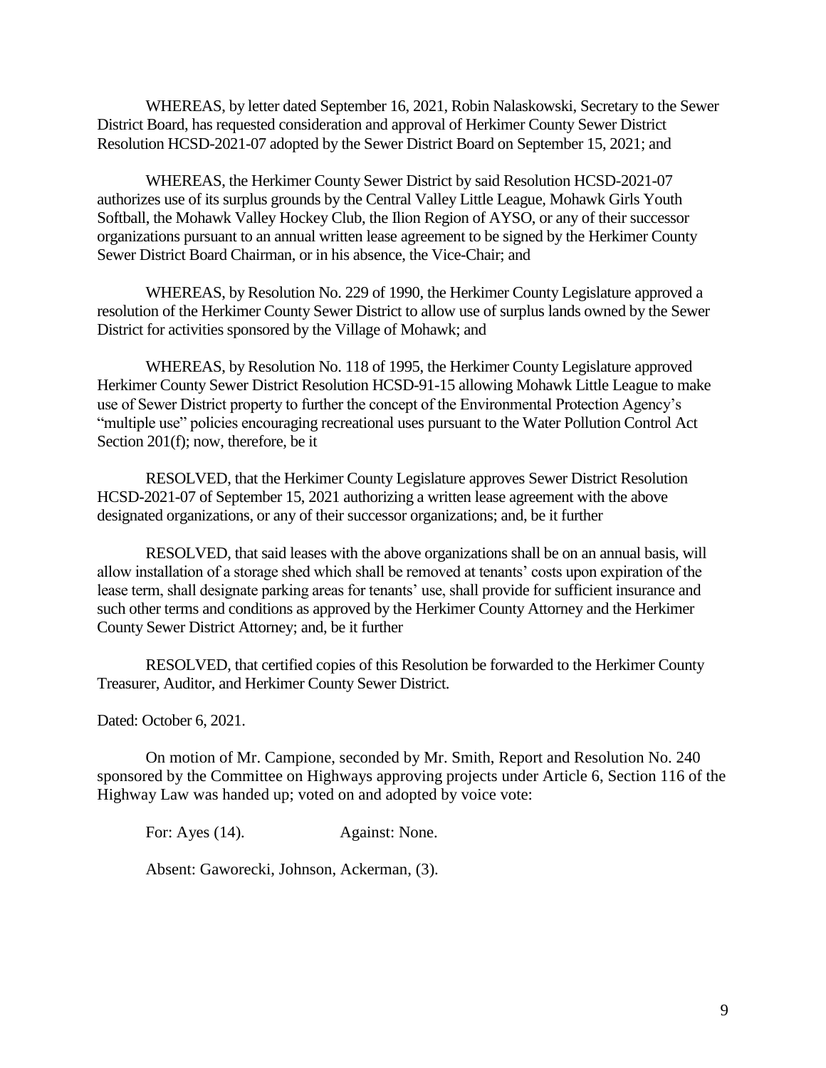WHEREAS, by letter dated September 16, 2021, Robin Nalaskowski, Secretary to the Sewer District Board, has requested consideration and approval of Herkimer County Sewer District Resolution HCSD-2021-07 adopted by the Sewer District Board on September 15, 2021; and

WHEREAS, the Herkimer County Sewer District by said Resolution HCSD-2021-07 authorizes use of its surplus grounds by the Central Valley Little League, Mohawk Girls Youth Softball, the Mohawk Valley Hockey Club, the Ilion Region of AYSO, or any of their successor organizations pursuant to an annual written lease agreement to be signed by the Herkimer County Sewer District Board Chairman, or in his absence, the Vice-Chair; and

WHEREAS, by Resolution No. 229 of 1990, the Herkimer County Legislature approved a resolution of the Herkimer County Sewer District to allow use of surplus lands owned by the Sewer District for activities sponsored by the Village of Mohawk; and

WHEREAS, by Resolution No. 118 of 1995, the Herkimer County Legislature approved Herkimer County Sewer District Resolution HCSD-91-15 allowing Mohawk Little League to make use of Sewer District property to further the concept of the Environmental Protection Agency's "multiple use" policies encouraging recreational uses pursuant to the Water Pollution Control Act Section 201(f); now, therefore, be it

RESOLVED, that the Herkimer County Legislature approves Sewer District Resolution HCSD-2021-07 of September 15, 2021 authorizing a written lease agreement with the above designated organizations, or any of their successor organizations; and, be it further

RESOLVED, that said leases with the above organizations shall be on an annual basis, will allow installation of a storage shed which shall be removed at tenants' costs upon expiration of the lease term, shall designate parking areas for tenants' use, shall provide for sufficient insurance and such other terms and conditions as approved by the Herkimer County Attorney and the Herkimer County Sewer District Attorney; and, be it further

RESOLVED, that certified copies of this Resolution be forwarded to the Herkimer County Treasurer, Auditor, and Herkimer County Sewer District.

Dated: October 6, 2021.

On motion of Mr. Campione, seconded by Mr. Smith, Report and Resolution No. 240 sponsored by the Committee on Highways approving projects under Article 6, Section 116 of the Highway Law was handed up; voted on and adopted by voice vote:

For: Ayes (14). Against: None.

Absent: Gaworecki, Johnson, Ackerman, (3).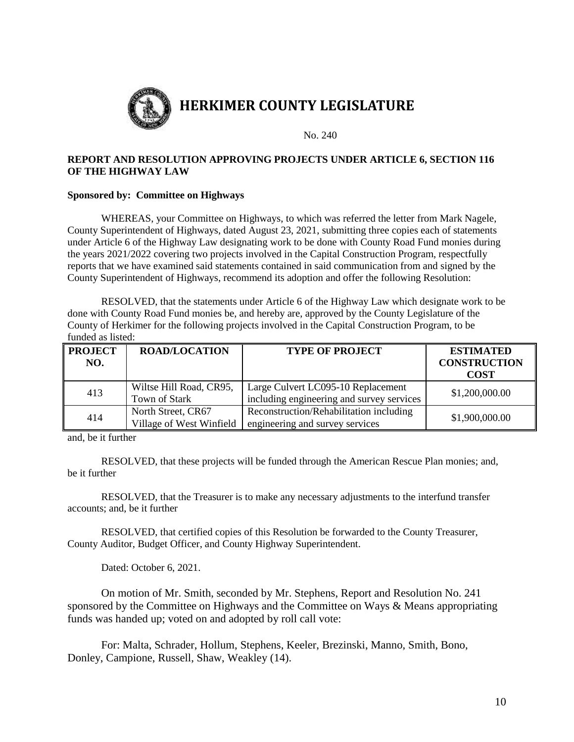# HERKIMER COUNTY LEGISLATURE

No. 240

**REPORT AND RESOLUTION APPROVING PROJECTS UNDER ARTICLE 6, SECTION 116 OF THE HIGHWAY LAW**

**Sponsored by: Committee on Highways**

WHEREAS, your Committee on Highways, to which was referred the letter from Mark Nagele, County Superintendent of Highways, dated August 23, 2021, submitting three copies each of statements under Article 6 of the Highway Law designating work to be done with County Road Fund monies during the years 2021/2022 covering two projects involved in the Capital Construction Program, respectfully reports that we have examined said statements contained in said communication from and signed by the County Superintendent of Highways, recommend its adoption and offer the following Resolution:

RESOLVED, that the statements under Article 6 of the Highway Law which designate work to be done with County Road Fund monies be, and hereby are, approved by the County Legislature of the County of Herkimer for the following projects involved in the Capital Construction Program, to be funded as listed:

| PROJECT NO. | ROAD/LOCATION | TYPE OF PROJECT | ESTIMATED CONSTRUCTION COST |
|---|---|---|---|
| 413 | Wiltse Hill Road, CR95, Town of Stark | Large Culvert LC095-10 Replacement including engineering and survey services | $1,200,000.00 |
| 414 | North Street, CR67 Village of West Winfield | Reconstruction/Rehabilitation including engineering and survey services | $1,900,000.00 |

and, be it further

RESOLVED, that these projects will be funded through the American Rescue Plan monies; and, be it further

RESOLVED, that the Treasurer is to make any necessary adjustments to the interfund transfer accounts; and, be it further

RESOLVED, that certified copies of this Resolution be forwarded to the County Treasurer, County Auditor, Budget Officer, and County Highway Superintendent.

Dated: October 6, 2021.

On motion of Mr. Smith, seconded by Mr. Stephens, Report and Resolution No. 241 sponsored by the Committee on Highways and the Committee on Ways & Means appropriating funds was handed up; voted on and adopted by roll call vote:

For: Malta, Schrader, Hollum, Stephens, Keeler, Brezinski, Manno, Smith, Bono, Donley, Campione, Russell, Shaw, Weakley (14).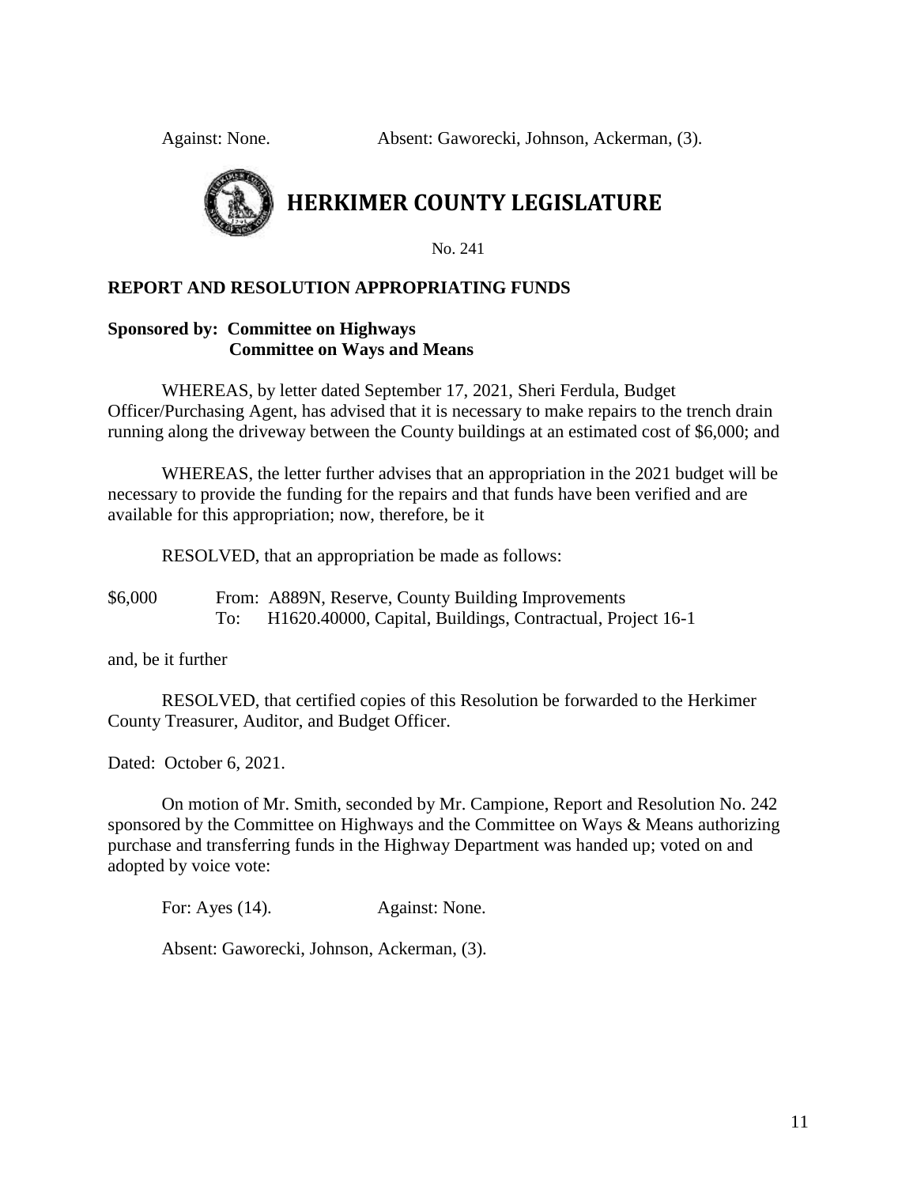Against: None. Absent: Gaworecki, Johnson, Ackerman, (3).

# HERKIMER COUNTY LEGISLATURE

No. 241

**REPORT AND RESOLUTION APPROPRIATING FUNDS**

**Sponsored by: Committee on Highways**
**Committee on Ways and Means**

WHEREAS, by letter dated September 17, 2021, Sheri Ferdula, Budget Officer/Purchasing Agent, has advised that it is necessary to make repairs to the trench drain running along the driveway between the County buildings at an estimated cost of $6,000; and

WHEREAS, the letter further advises that an appropriation in the 2021 budget will be necessary to provide the funding for the repairs and that funds have been verified and are available for this appropriation; now, therefore, be it

RESOLVED, that an appropriation be made as follows:

$6,000 From: A889N, Reserve, County Building Improvements
To: H1620.40000, Capital, Buildings, Contractual, Project 16-1

and, be it further

RESOLVED, that certified copies of this Resolution be forwarded to the Herkimer County Treasurer, Auditor, and Budget Officer.

Dated: October 6, 2021.

On motion of Mr. Smith, seconded by Mr. Campione, Report and Resolution No. 242 sponsored by the Committee on Highways and the Committee on Ways & Means authorizing purchase and transferring funds in the Highway Department was handed up; voted on and adopted by voice vote:

For: Ayes (14). Against: None.

Absent: Gaworecki, Johnson, Ackerman, (3).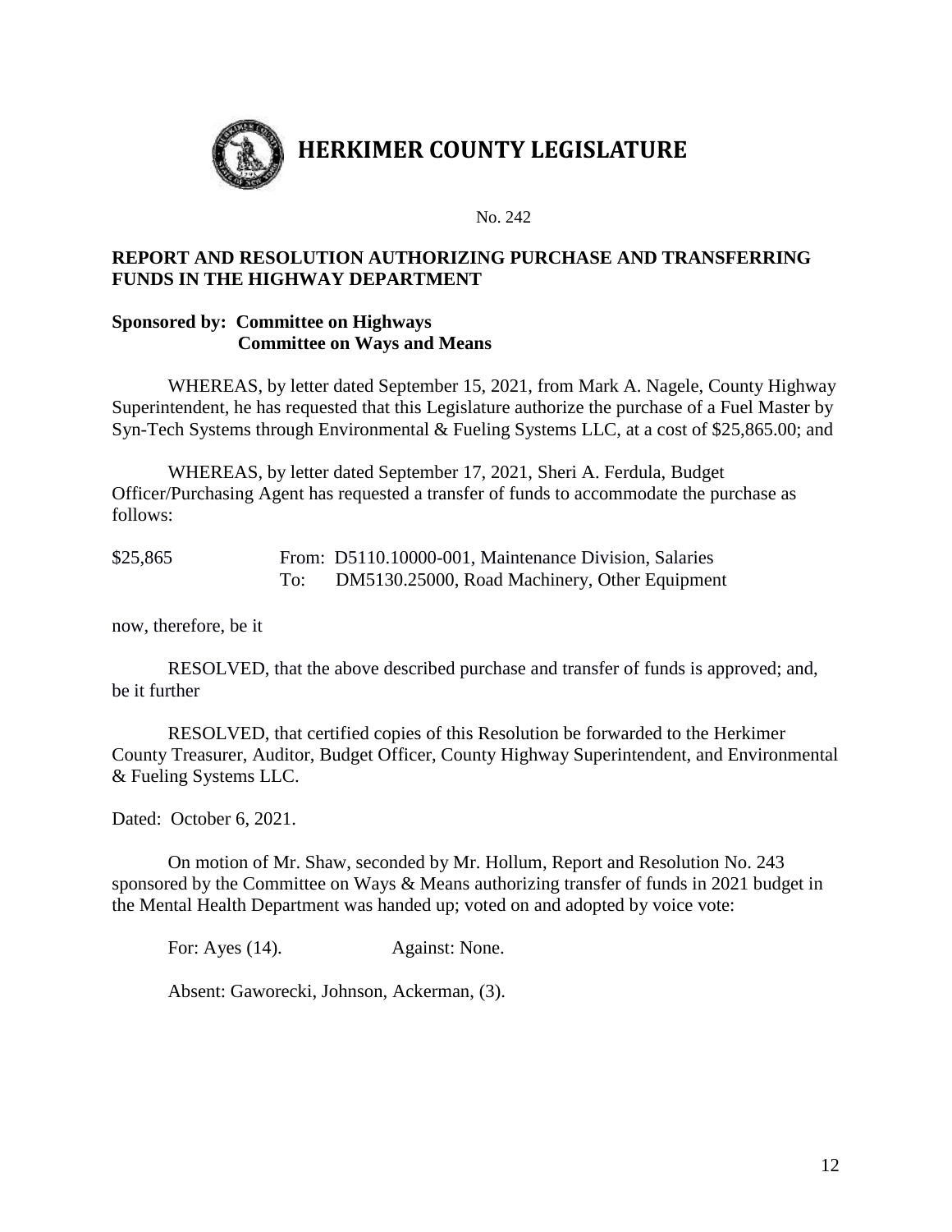# HERKIMER COUNTY LEGISLATURE

No. 242

**REPORT AND RESOLUTION AUTHORIZING PURCHASE AND TRANSFERRING FUNDS IN THE HIGHWAY DEPARTMENT**

**Sponsored by: Committee on Highways**
**Committee on Ways and Means**

WHEREAS, by letter dated September 15, 2021, from Mark A. Nagele, County Highway Superintendent, he has requested that this Legislature authorize the purchase of a Fuel Master by Syn-Tech Systems through Environmental & Fueling Systems LLC, at a cost of $25,865.00; and

WHEREAS, by letter dated September 17, 2021, Sheri A. Ferdula, Budget Officer/Purchasing Agent has requested a transfer of funds to accommodate the purchase as follows:

| | | |
|---|---|---|
| $25,865 | From: | D5110.10000-001, Maintenance Division, Salaries |
| | To: | DM5130.25000, Road Machinery, Other Equipment |

now, therefore, be it

RESOLVED, that the above described purchase and transfer of funds is approved; and, be it further

RESOLVED, that certified copies of this Resolution be forwarded to the Herkimer County Treasurer, Auditor, Budget Officer, County Highway Superintendent, and Environmental & Fueling Systems LLC.

Dated: October 6, 2021.

On motion of Mr. Shaw, seconded by Mr. Hollum, Report and Resolution No. 243 sponsored by the Committee on Ways & Means authorizing transfer of funds in 2021 budget in the Mental Health Department was handed up; voted on and adopted by voice vote:

For: Ayes (14). Against: None.

Absent: Gaworecki, Johnson, Ackerman, (3).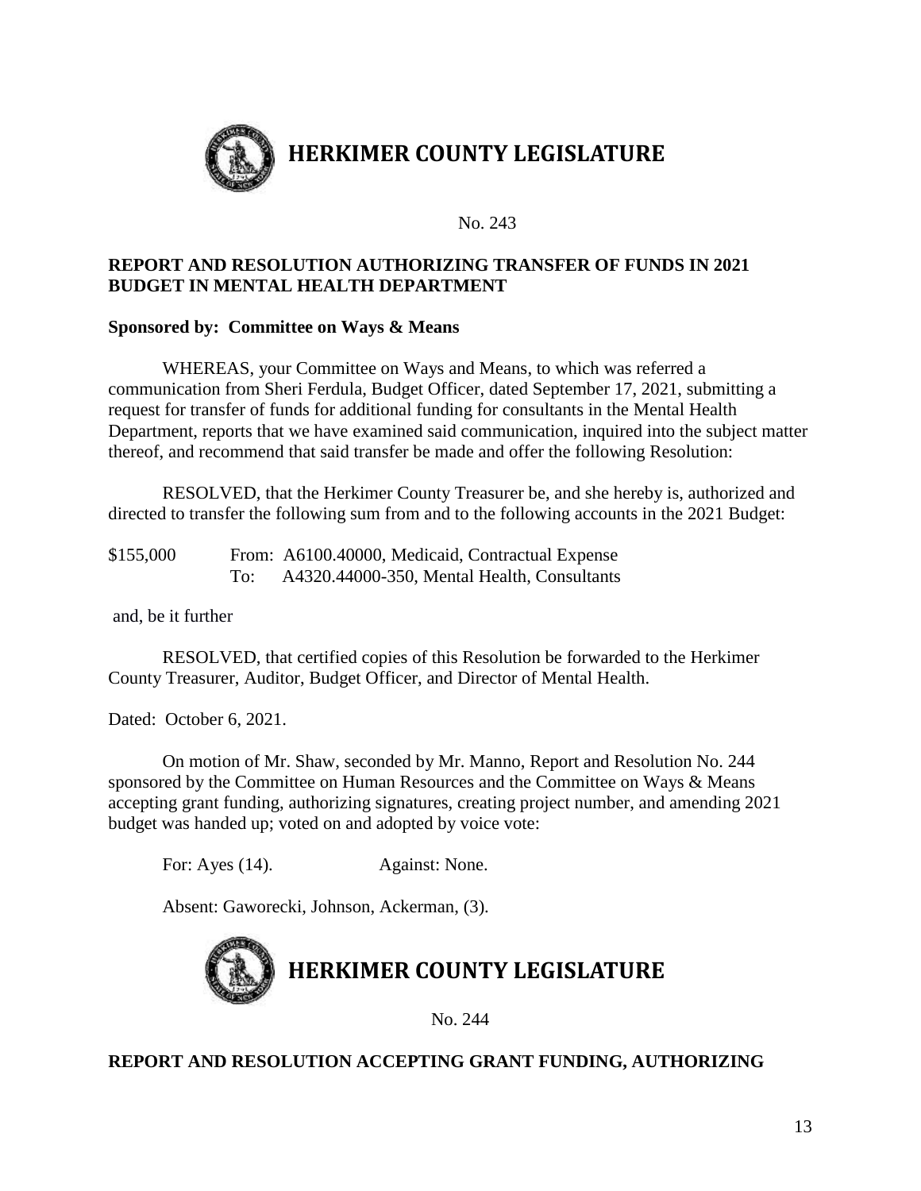# HERKIMER COUNTY LEGISLATURE

No. 243

**REPORT AND RESOLUTION AUTHORIZING TRANSFER OF FUNDS IN 2021 BUDGET IN MENTAL HEALTH DEPARTMENT**

**Sponsored by: Committee on Ways & Means**

WHEREAS, your Committee on Ways and Means, to which was referred a communication from Sheri Ferdula, Budget Officer, dated September 17, 2021, submitting a request for transfer of funds for additional funding for consultants in the Mental Health Department, reports that we have examined said communication, inquired into the subject matter thereof, and recommend that said transfer be made and offer the following Resolution:

RESOLVED, that the Herkimer County Treasurer be, and she hereby is, authorized and directed to transfer the following sum from and to the following accounts in the 2021 Budget:

$155,000 From: A6100.40000, Medicaid, Contractual Expense
To: A4320.44000-350, Mental Health, Consultants

and, be it further

RESOLVED, that certified copies of this Resolution be forwarded to the Herkimer County Treasurer, Auditor, Budget Officer, and Director of Mental Health.

Dated: October 6, 2021.

On motion of Mr. Shaw, seconded by Mr. Manno, Report and Resolution No. 244 sponsored by the Committee on Human Resources and the Committee on Ways & Means accepting grant funding, authorizing signatures, creating project number, and amending 2021 budget was handed up; voted on and adopted by voice vote:

For: Ayes (14). Against: None.

Absent: Gaworecki, Johnson, Ackerman, (3).

# HERKIMER COUNTY LEGISLATURE

No. 244

**REPORT AND RESOLUTION ACCEPTING GRANT FUNDING, AUTHORIZING**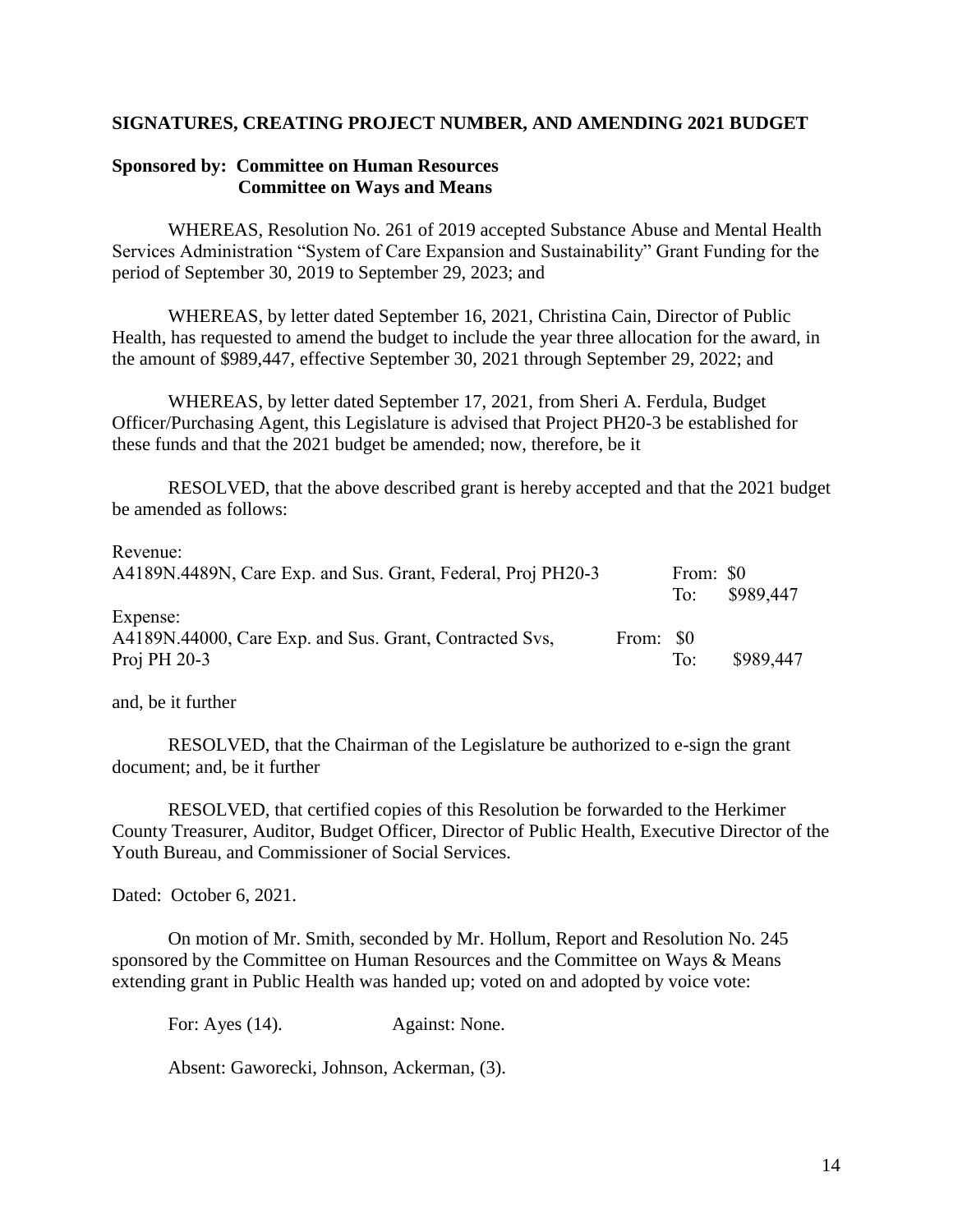**SIGNATURES, CREATING PROJECT NUMBER, AND AMENDING 2021 BUDGET**

**Sponsored by: Committee on Human Resources**
**Committee on Ways and Means**

WHEREAS, Resolution No. 261 of 2019 accepted Substance Abuse and Mental Health Services Administration "System of Care Expansion and Sustainability" Grant Funding for the period of September 30, 2019 to September 29, 2023; and

WHEREAS, by letter dated September 16, 2021, Christina Cain, Director of Public Health, has requested to amend the budget to include the year three allocation for the award, in the amount of $989,447, effective September 30, 2021 through September 29, 2022; and

WHEREAS, by letter dated September 17, 2021, from Sheri A. Ferdula, Budget Officer/Purchasing Agent, this Legislature is advised that Project PH20-3 be established for these funds and that the 2021 budget be amended; now, therefore, be it

RESOLVED, that the above described grant is hereby accepted and that the 2021 budget be amended as follows:

Revenue:
A4189N.4489N, Care Exp. and Sus. Grant, Federal, Proj PH20-3 From: $0 To: $989,447

Expense:
A4189N.44000, Care Exp. and Sus. Grant, Contracted Svs, Proj PH 20-3 From: $0 To: $989,447

and, be it further

RESOLVED, that the Chairman of the Legislature be authorized to e-sign the grant document; and, be it further

RESOLVED, that certified copies of this Resolution be forwarded to the Herkimer County Treasurer, Auditor, Budget Officer, Director of Public Health, Executive Director of the Youth Bureau, and Commissioner of Social Services.

Dated: October 6, 2021.

On motion of Mr. Smith, seconded by Mr. Hollum, Report and Resolution No. 245 sponsored by the Committee on Human Resources and the Committee on Ways & Means extending grant in Public Health was handed up; voted on and adopted by voice vote:

For: Ayes (14). Against: None.

Absent: Gaworecki, Johnson, Ackerman, (3).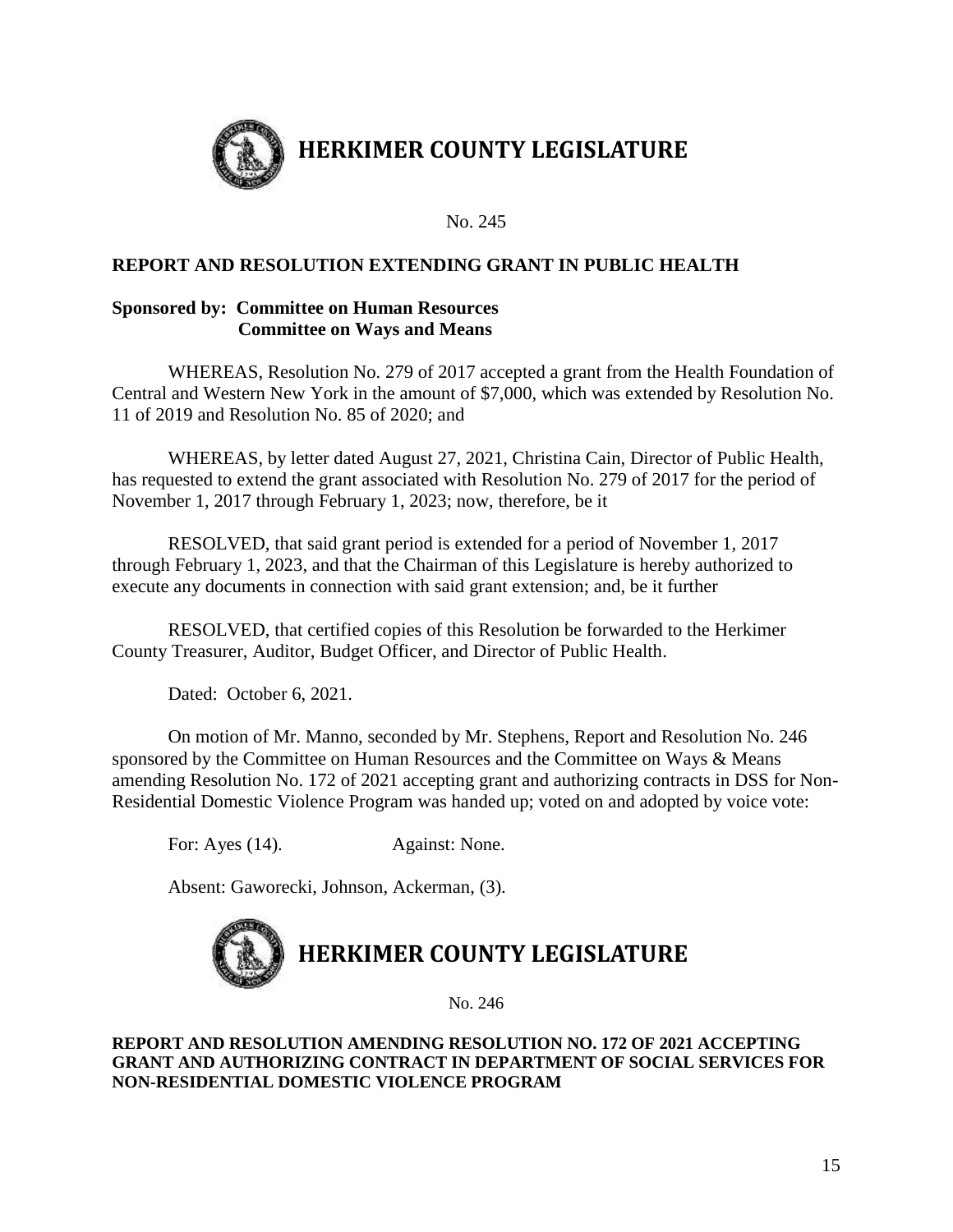# HERKIMER COUNTY LEGISLATURE

No. 245

**REPORT AND RESOLUTION EXTENDING GRANT IN PUBLIC HEALTH**

**Sponsored by: Committee on Human Resources**
**Committee on Ways and Means**

WHEREAS, Resolution No. 279 of 2017 accepted a grant from the Health Foundation of Central and Western New York in the amount of $7,000, which was extended by Resolution No. 11 of 2019 and Resolution No. 85 of 2020; and

WHEREAS, by letter dated August 27, 2021, Christina Cain, Director of Public Health, has requested to extend the grant associated with Resolution No. 279 of 2017 for the period of November 1, 2017 through February 1, 2023; now, therefore, be it

RESOLVED, that said grant period is extended for a period of November 1, 2017 through February 1, 2023, and that the Chairman of this Legislature is hereby authorized to execute any documents in connection with said grant extension; and, be it further

RESOLVED, that certified copies of this Resolution be forwarded to the Herkimer County Treasurer, Auditor, Budget Officer, and Director of Public Health.

Dated: October 6, 2021.

On motion of Mr. Manno, seconded by Mr. Stephens, Report and Resolution No. 246 sponsored by the Committee on Human Resources and the Committee on Ways & Means amending Resolution No. 172 of 2021 accepting grant and authorizing contracts in DSS for Non-Residential Domestic Violence Program was handed up; voted on and adopted by voice vote:

For: Ayes (14). Against: None.

Absent: Gaworecki, Johnson, Ackerman, (3).

# HERKIMER COUNTY LEGISLATURE

No. 246

**REPORT AND RESOLUTION AMENDING RESOLUTION NO. 172 OF 2021 ACCEPTING GRANT AND AUTHORIZING CONTRACT IN DEPARTMENT OF SOCIAL SERVICES FOR NON-RESIDENTIAL DOMESTIC VIOLENCE PROGRAM**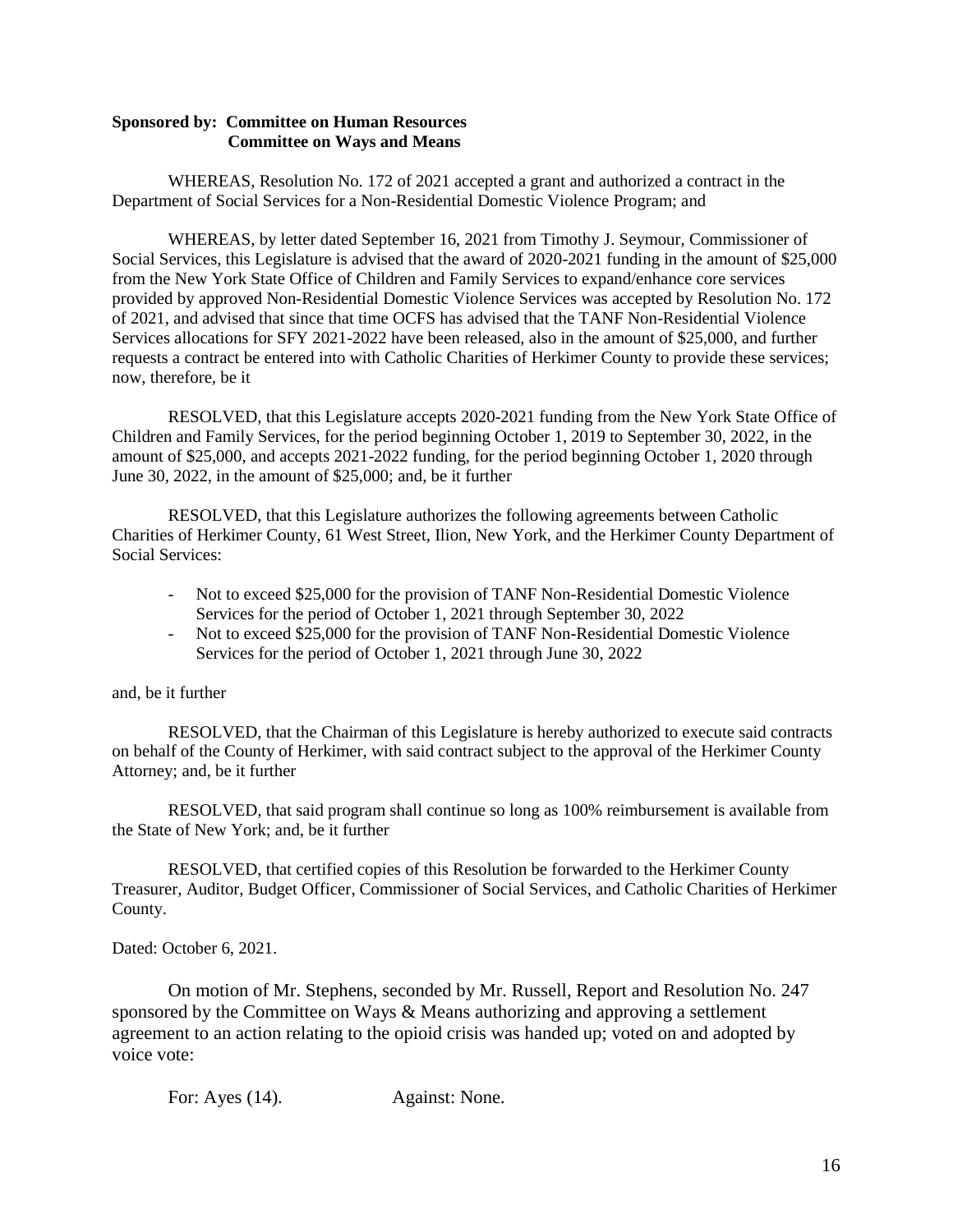**Sponsored by: Committee on Human Resources**
**Committee on Ways and Means**

WHEREAS, Resolution No. 172 of 2021 accepted a grant and authorized a contract in the Department of Social Services for a Non-Residential Domestic Violence Program; and

WHEREAS, by letter dated September 16, 2021 from Timothy J. Seymour, Commissioner of Social Services, this Legislature is advised that the award of 2020-2021 funding in the amount of $25,000 from the New York State Office of Children and Family Services to expand/enhance core services provided by approved Non-Residential Domestic Violence Services was accepted by Resolution No. 172 of 2021, and advised that since that time OCFS has advised that the TANF Non-Residential Violence Services allocations for SFY 2021-2022 have been released, also in the amount of $25,000, and further requests a contract be entered into with Catholic Charities of Herkimer County to provide these services; now, therefore, be it

RESOLVED, that this Legislature accepts 2020-2021 funding from the New York State Office of Children and Family Services, for the period beginning October 1, 2019 to September 30, 2022, in the amount of $25,000, and accepts 2021-2022 funding, for the period beginning October 1, 2020 through June 30, 2022, in the amount of $25,000; and, be it further

RESOLVED, that this Legislature authorizes the following agreements between Catholic Charities of Herkimer County, 61 West Street, Ilion, New York, and the Herkimer County Department of Social Services:

- Not to exceed $25,000 for the provision of TANF Non-Residential Domestic Violence Services for the period of October 1, 2021 through September 30, 2022
- Not to exceed $25,000 for the provision of TANF Non-Residential Domestic Violence Services for the period of October 1, 2021 through June 30, 2022

and, be it further

RESOLVED, that the Chairman of this Legislature is hereby authorized to execute said contracts on behalf of the County of Herkimer, with said contract subject to the approval of the Herkimer County Attorney; and, be it further

RESOLVED, that said program shall continue so long as 100% reimbursement is available from the State of New York; and, be it further

RESOLVED, that certified copies of this Resolution be forwarded to the Herkimer County Treasurer, Auditor, Budget Officer, Commissioner of Social Services, and Catholic Charities of Herkimer County.

Dated: October 6, 2021.

On motion of Mr. Stephens, seconded by Mr. Russell, Report and Resolution No. 247 sponsored by the Committee on Ways & Means authorizing and approving a settlement agreement to an action relating to the opioid crisis was handed up; voted on and adopted by voice vote:

For: Ayes (14). Against: None.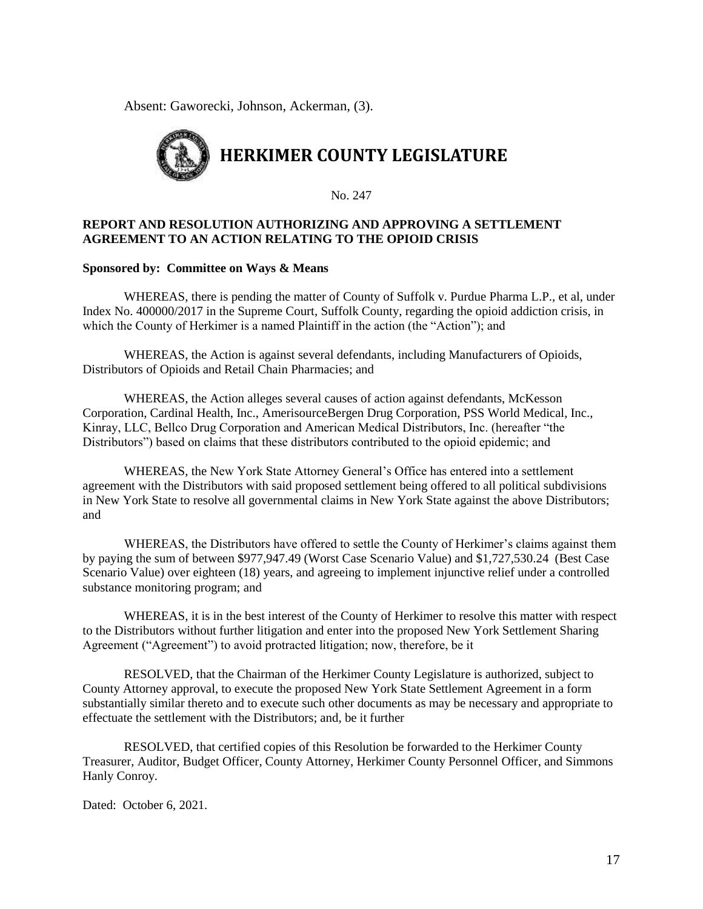Absent: Gaworecki, Johnson, Ackerman, (3).

# HERKIMER COUNTY LEGISLATURE

No. 247

**REPORT AND RESOLUTION AUTHORIZING AND APPROVING A SETTLEMENT AGREEMENT TO AN ACTION RELATING TO THE OPIOID CRISIS**

**Sponsored by: Committee on Ways & Means**

WHEREAS, there is pending the matter of County of Suffolk v. Purdue Pharma L.P., et al, under Index No. 400000/2017 in the Supreme Court, Suffolk County, regarding the opioid addiction crisis, in which the County of Herkimer is a named Plaintiff in the action (the "Action"); and

WHEREAS, the Action is against several defendants, including Manufacturers of Opioids, Distributors of Opioids and Retail Chain Pharmacies; and

WHEREAS, the Action alleges several causes of action against defendants, McKesson Corporation, Cardinal Health, Inc., AmerisourceBergen Drug Corporation, PSS World Medical, Inc., Kinray, LLC, Bellco Drug Corporation and American Medical Distributors, Inc. (hereafter "the Distributors") based on claims that these distributors contributed to the opioid epidemic; and

WHEREAS, the New York State Attorney General's Office has entered into a settlement agreement with the Distributors with said proposed settlement being offered to all political subdivisions in New York State to resolve all governmental claims in New York State against the above Distributors; and

WHEREAS, the Distributors have offered to settle the County of Herkimer's claims against them by paying the sum of between $977,947.49 (Worst Case Scenario Value) and $1,727,530.24 (Best Case Scenario Value) over eighteen (18) years, and agreeing to implement injunctive relief under a controlled substance monitoring program; and

WHEREAS, it is in the best interest of the County of Herkimer to resolve this matter with respect to the Distributors without further litigation and enter into the proposed New York Settlement Sharing Agreement ("Agreement") to avoid protracted litigation; now, therefore, be it

RESOLVED, that the Chairman of the Herkimer County Legislature is authorized, subject to County Attorney approval, to execute the proposed New York State Settlement Agreement in a form substantially similar thereto and to execute such other documents as may be necessary and appropriate to effectuate the settlement with the Distributors; and, be it further

RESOLVED, that certified copies of this Resolution be forwarded to the Herkimer County Treasurer, Auditor, Budget Officer, County Attorney, Herkimer County Personnel Officer, and Simmons Hanly Conroy.

Dated: October 6, 2021.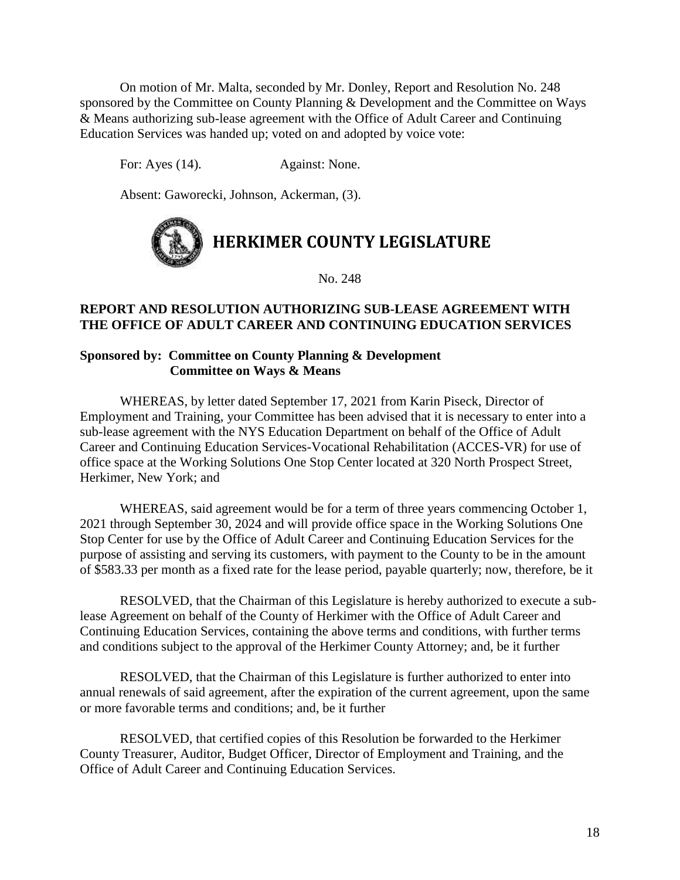On motion of Mr. Malta, seconded by Mr. Donley, Report and Resolution No. 248 sponsored by the Committee on County Planning & Development and the Committee on Ways & Means authorizing sub-lease agreement with the Office of Adult Career and Continuing Education Services was handed up; voted on and adopted by voice vote:

For: Ayes (14). Against: None.

Absent: Gaworecki, Johnson, Ackerman, (3).

# HERKIMER COUNTY LEGISLATURE

No. 248

**REPORT AND RESOLUTION AUTHORIZING SUB-LEASE AGREEMENT WITH THE OFFICE OF ADULT CAREER AND CONTINUING EDUCATION SERVICES**

**Sponsored by: Committee on County Planning & Development**
**Committee on Ways & Means**

WHEREAS, by letter dated September 17, 2021 from Karin Piseck, Director of Employment and Training, your Committee has been advised that it is necessary to enter into a sub-lease agreement with the NYS Education Department on behalf of the Office of Adult Career and Continuing Education Services-Vocational Rehabilitation (ACCES-VR) for use of office space at the Working Solutions One Stop Center located at 320 North Prospect Street, Herkimer, New York; and

WHEREAS, said agreement would be for a term of three years commencing October 1, 2021 through September 30, 2024 and will provide office space in the Working Solutions One Stop Center for use by the Office of Adult Career and Continuing Education Services for the purpose of assisting and serving its customers, with payment to the County to be in the amount of $583.33 per month as a fixed rate for the lease period, payable quarterly; now, therefore, be it

RESOLVED, that the Chairman of this Legislature is hereby authorized to execute a sub-lease Agreement on behalf of the County of Herkimer with the Office of Adult Career and Continuing Education Services, containing the above terms and conditions, with further terms and conditions subject to the approval of the Herkimer County Attorney; and, be it further

RESOLVED, that the Chairman of this Legislature is further authorized to enter into annual renewals of said agreement, after the expiration of the current agreement, upon the same or more favorable terms and conditions; and, be it further

RESOLVED, that certified copies of this Resolution be forwarded to the Herkimer County Treasurer, Auditor, Budget Officer, Director of Employment and Training, and the Office of Adult Career and Continuing Education Services.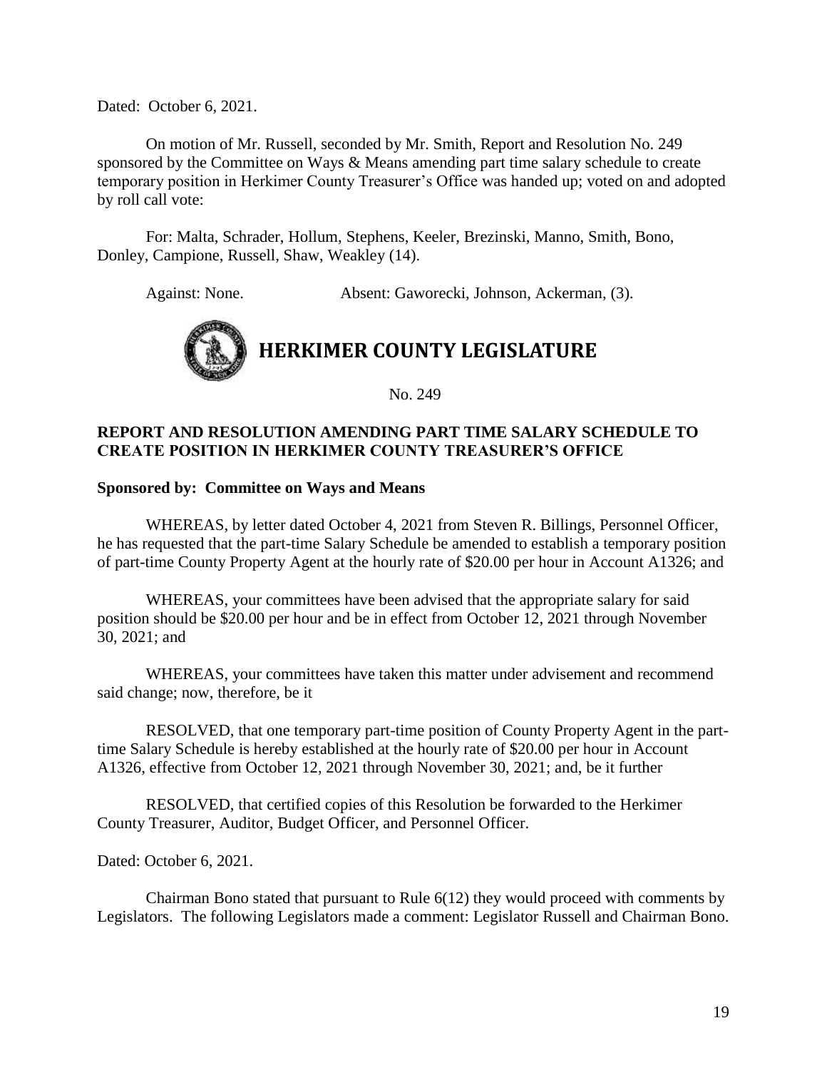Dated: October 6, 2021.

On motion of Mr. Russell, seconded by Mr. Smith, Report and Resolution No. 249 sponsored by the Committee on Ways & Means amending part time salary schedule to create temporary position in Herkimer County Treasurer's Office was handed up; voted on and adopted by roll call vote:

For: Malta, Schrader, Hollum, Stephens, Keeler, Brezinski, Manno, Smith, Bono, Donley, Campione, Russell, Shaw, Weakley (14).

Against: None. Absent: Gaworecki, Johnson, Ackerman, (3).

# HERKIMER COUNTY LEGISLATURE

No. 249

**REPORT AND RESOLUTION AMENDING PART TIME SALARY SCHEDULE TO CREATE POSITION IN HERKIMER COUNTY TREASURER'S OFFICE**

**Sponsored by: Committee on Ways and Means**

WHEREAS, by letter dated October 4, 2021 from Steven R. Billings, Personnel Officer, he has requested that the part-time Salary Schedule be amended to establish a temporary position of part-time County Property Agent at the hourly rate of $20.00 per hour in Account A1326; and

WHEREAS, your committees have been advised that the appropriate salary for said position should be $20.00 per hour and be in effect from October 12, 2021 through November 30, 2021; and

WHEREAS, your committees have taken this matter under advisement and recommend said change; now, therefore, be it

RESOLVED, that one temporary part-time position of County Property Agent in the part-time Salary Schedule is hereby established at the hourly rate of $20.00 per hour in Account A1326, effective from October 12, 2021 through November 30, 2021; and, be it further

RESOLVED, that certified copies of this Resolution be forwarded to the Herkimer County Treasurer, Auditor, Budget Officer, and Personnel Officer.

Dated: October 6, 2021.

Chairman Bono stated that pursuant to Rule 6(12) they would proceed with comments by Legislators. The following Legislators made a comment: Legislator Russell and Chairman Bono.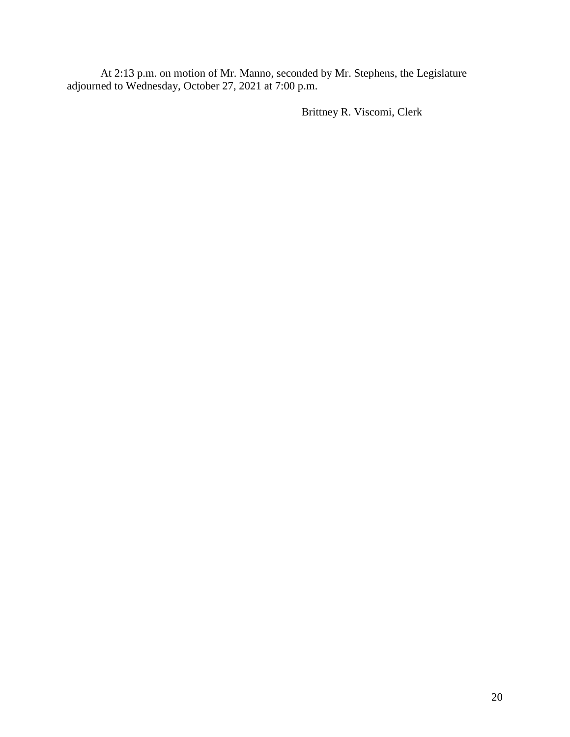At 2:13 p.m. on motion of Mr. Manno, seconded by Mr. Stephens, the Legislature adjourned to Wednesday, October 27, 2021 at 7:00 p.m.

Brittney R. Viscomi, Clerk